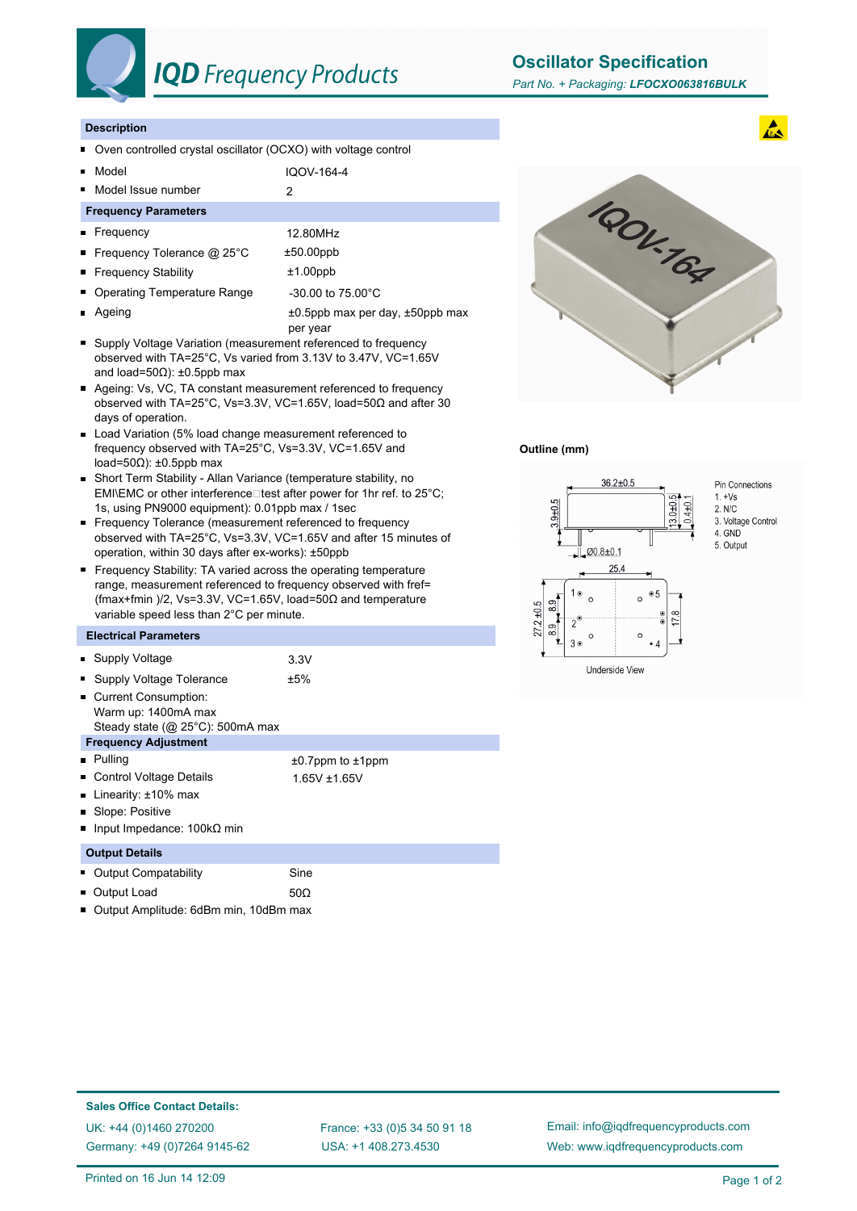# IQD Frequency Products

## Oscillator Specification

*Part No. + Packaging: **LFOCXO063816BULK***

### Description

- Oven controlled crystal oscillator (OCXO) with voltage control
- Model: IQOV-164-4
- Model Issue number: 2

### Frequency Parameters

- Frequency: 12.80MHz
- Frequency Tolerance @ 25°C: ±50.00ppb
- Frequency Stability: ±1.00ppb
- Operating Temperature Range: -30.00 to 75.00°C
- Ageing: ±0.5ppb max per day, ±50ppb max per year
- Supply Voltage Variation (measurement referenced to frequency observed with TA=25°C, Vs varied from 3.13V to 3.47V, VC=1.65V and load=50Ω): ±0.5ppb max
- Ageing: Vs, VC, TA constant measurement referenced to frequency observed with TA=25°C, Vs=3.3V, VC=1.65V, load=50Ω and after 30 days of operation.
- Load Variation (5% load change measurement referenced to frequency observed with TA=25°C, Vs=3.3V, VC=1.65V and load=50Ω): ±0.5ppb max
- Short Term Stability - Allan Variance (temperature stability, no EMI\EMC or other interference test after power for 1hr ref. to 25°C; 1s, using PN9000 equipment): 0.01ppb max / 1sec
- Frequency Tolerance (measurement referenced to frequency observed with TA=25°C, Vs=3.3V, VC=1.65V and after 15 minutes of operation, within 30 days after ex-works): ±50ppb
- Frequency Stability: TA varied across the operating temperature range, measurement referenced to frequency observed with fref= (fmax+fmin )/2, Vs=3.3V, VC=1.65V, load=50Ω and temperature variable speed less than 2°C per minute.

### Electrical Parameters

- Supply Voltage: 3.3V
- Supply Voltage Tolerance: ±5%
- Current Consumption:
  Warm up: 1400mA max
  Steady state (@ 25°C): 500mA max

### Frequency Adjustment

- Pulling: ±0.7ppm to ±1ppm
- Control Voltage Details: 1.65V ±1.65V
- Linearity: ±10% max
- Slope: Positive
- Input Impedance: 100kΩ min

### Output Details

- Output Compatability: Sine
- Output Load: 50Ω
- Output Amplitude: 6dBm min, 10dBm max

### Outline (mm)

36.2±0.5; 3.9±0.5; 13.0±0.5; 0.4±0.1; Ø0.8±0.1; 25.4; 27.2±0.5; 8.9; 8.9; 17.8

Underside View

Pin Connections
1. +Vs
2. N/C
3. Voltage Control
4. GND
5. Output

**Sales Office Contact Details:**

UK: +44 (0)1460 270200
Germany: +49 (0)7264 9145-62
France: +33 (0)5 34 50 91 18
USA: +1 408.273.4530
Email: info@iqdfrequencyproducts.com
Web: www.iqdfrequencyproducts.com

Printed on 16 Jun 14 12:09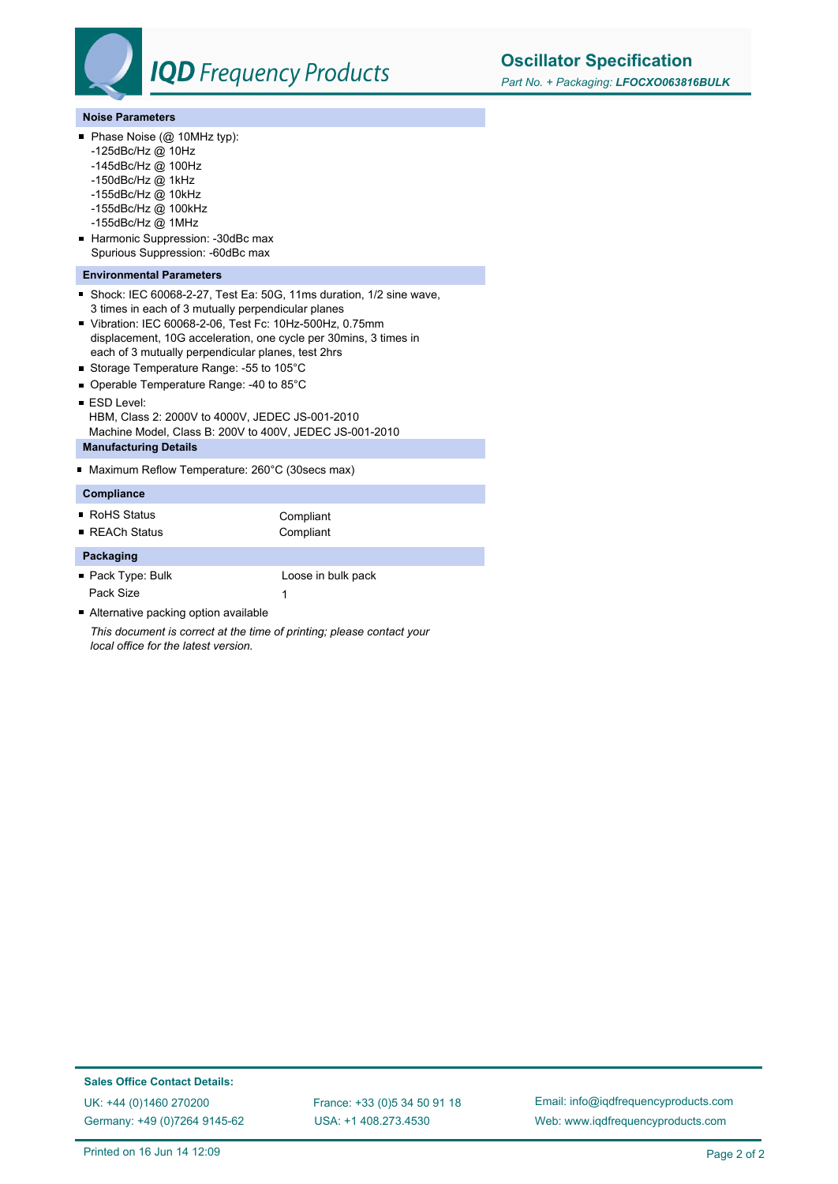### Noise Parameters

- Phase Noise (@ 10MHz typ):
  -125dBc/Hz @ 10Hz
  -145dBc/Hz @ 100Hz
  -150dBc/Hz @ 1kHz
  -155dBc/Hz @ 10kHz
  -155dBc/Hz @ 100kHz
  -155dBc/Hz @ 1MHz
- Harmonic Suppression: -30dBc max
  Spurious Suppression: -60dBc max

### Environmental Parameters

- Shock: IEC 60068-2-27, Test Ea: 50G, 11ms duration, 1/2 sine wave, 3 times in each of 3 mutually perpendicular planes
- Vibration: IEC 60068-2-06, Test Fc: 10Hz-500Hz, 0.75mm displacement, 10G acceleration, one cycle per 30mins, 3 times in each of 3 mutually perpendicular planes, test 2hrs
- Storage Temperature Range: -55 to 105°C
- Operable Temperature Range: -40 to 85°C
- ESD Level:
  HBM, Class 2: 2000V to 4000V, JEDEC JS-001-2010
  Machine Model, Class B: 200V to 400V, JEDEC JS-001-2010

### Manufacturing Details

- Maximum Reflow Temperature: 260°C (30secs max)

### Compliance

| | |
|---|---|
| RoHS Status | Compliant |
| REACh Status | Compliant |

### Packaging

| | |
|---|---|
| Pack Type: Bulk | Loose in bulk pack |
| Pack Size | 1 |

- Alternative packing option available

*This document is correct at the time of printing; please contact your local office for the latest version.*

**Sales Office Contact Details:**

UK: +44 (0)1460 270200
Germany: +49 (0)7264 9145-62
France: +33 (0)5 34 50 91 18
USA: +1 408.273.4530
Email: info@iqdfrequencyproducts.com
Web: www.iqdfrequencyproducts.com

Printed on 16 Jun 14 12:09